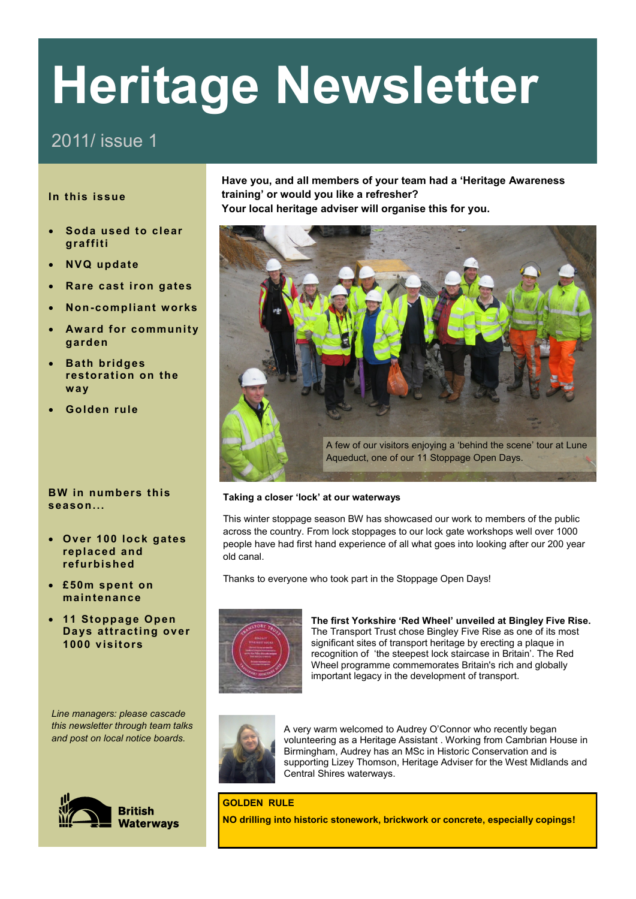# Heritage Newsletter

2011/ issue 1

**In this issue**

- Soda used to clear graffiti
- NVQ update
- Rare cast iron gates
- Non-compliant works
- Award for community garden
- Bath bridges restoration on the way
- Golden rule

**BW in numbers this season...**

- Over 100 lock gates replaced and refurbished
- £50m spent on maintenance
- 11 Stoppage Open Days attracting over 1000 visitors

*Line managers: please cascade this newsletter through team talks and post on local notice boards.*

British Waterways

**Have you, and all members of your team had a 'Heritage Awareness training' or would you like a refresher? Your local heritage adviser will organise this for you.**

A few of our visitors enjoying a 'behind the scene' tour at Lune Aqueduct, one of our 11 Stoppage Open Days.

**Taking a closer 'lock' at our waterways**

This winter stoppage season BW has showcased our work to members of the public across the country. From lock stoppages to our lock gate workshops well over 1000 people have had first hand experience of all what goes into looking after our 200 year old canal.

Thanks to everyone who took part in the Stoppage Open Days!

**The first Yorkshire 'Red Wheel' unveiled at Bingley Five Rise.** The Transport Trust chose Bingley Five Rise as one of its most significant sites of transport heritage by erecting a plaque in recognition of 'the steepest lock staircase in Britain'. The Red Wheel programme commemorates Britain's rich and globally important legacy in the development of transport.

A very warm welcomed to Audrey O'Connor who recently began volunteering as a Heritage Assistant . Working from Cambrian House in Birmingham, Audrey has an MSc in Historic Conservation and is supporting Lizey Thomson, Heritage Adviser for the West Midlands and Central Shires waterways.

**GOLDEN RULE**

**NO drilling into historic stonework, brickwork or concrete, especially copings!**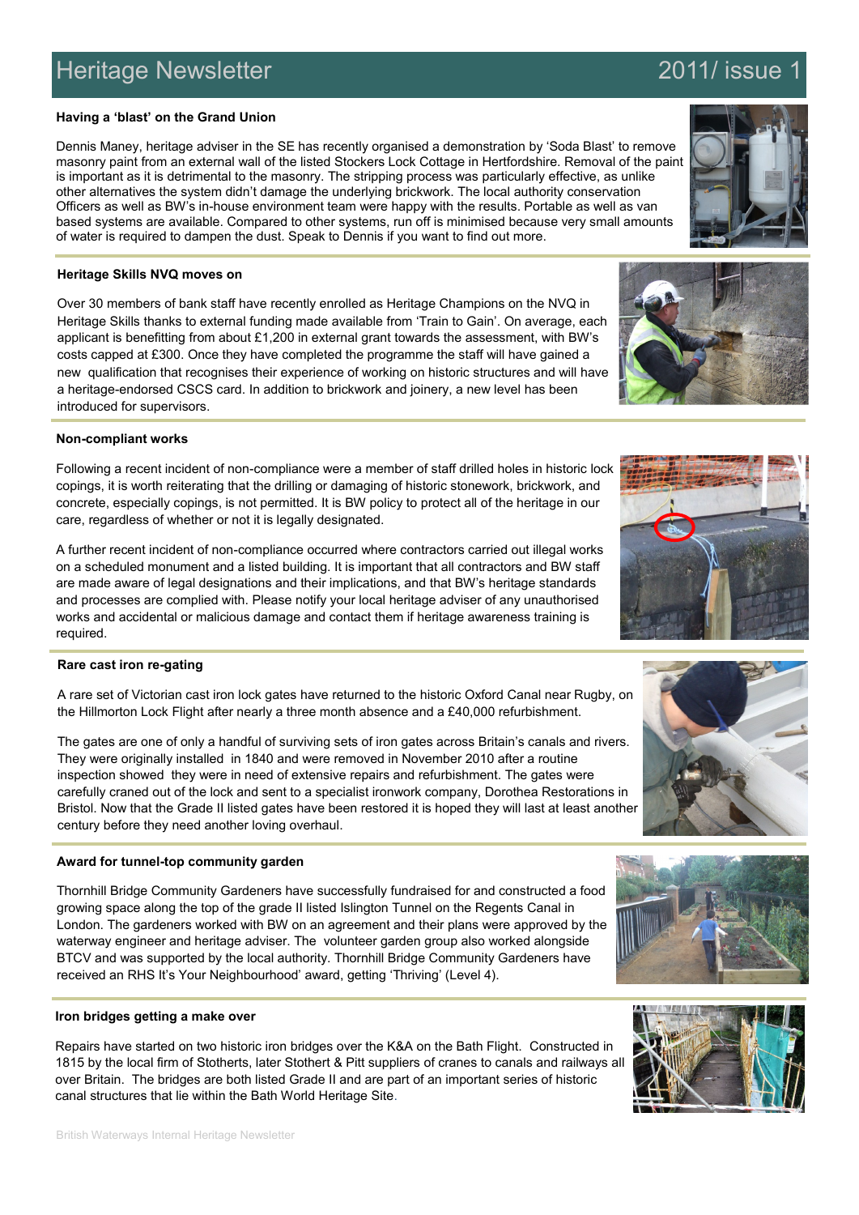# Heritage Newsletter 2011/ issue 1

### Having a 'blast' on the Grand Union

Dennis Maney, heritage adviser in the SE has recently organised a demonstration by 'Soda Blast' to remove masonry paint from an external wall of the listed Stockers Lock Cottage in Hertfordshire. Removal of the paint is important as it is detrimental to the masonry. The stripping process was particularly effective, as unlike other alternatives the system didn't damage the underlying brickwork. The local authority conservation Officers as well as BW's in-house environment team were happy with the results. Portable as well as van based systems are available. Compared to other systems, run off is minimised because very small amounts of water is required to dampen the dust. Speak to Dennis if you want to find out more.

### Heritage Skills NVQ moves on

Over 30 members of bank staff have recently enrolled as Heritage Champions on the NVQ in Heritage Skills thanks to external funding made available from 'Train to Gain'. On average, each applicant is benefitting from about £1,200 in external grant towards the assessment, with BW's costs capped at £300. Once they have completed the programme the staff will have gained a new qualification that recognises their experience of working on historic structures and will have a heritage-endorsed CSCS card. In addition to brickwork and joinery, a new level has been introduced for supervisors.

### Non-compliant works

Following a recent incident of non-compliance were a member of staff drilled holes in historic lock copings, it is worth reiterating that the drilling or damaging of historic stonework, brickwork, and concrete, especially copings, is not permitted. It is BW policy to protect all of the heritage in our care, regardless of whether or not it is legally designated.

A further recent incident of non-compliance occurred where contractors carried out illegal works on a scheduled monument and a listed building. It is important that all contractors and BW staff are made aware of legal designations and their implications, and that BW's heritage standards and processes are complied with. Please notify your local heritage adviser of any unauthorised works and accidental or malicious damage and contact them if heritage awareness training is required.

### Rare cast iron re-gating

A rare set of Victorian cast iron lock gates have returned to the historic Oxford Canal near Rugby, on the Hillmorton Lock Flight after nearly a three month absence and a £40,000 refurbishment.

The gates are one of only a handful of surviving sets of iron gates across Britain's canals and rivers. They were originally installed in 1840 and were removed in November 2010 after a routine inspection showed they were in need of extensive repairs and refurbishment. The gates were carefully craned out of the lock and sent to a specialist ironwork company, Dorothea Restorations in Bristol. Now that the Grade II listed gates have been restored it is hoped they will last at least another century before they need another loving overhaul.

### Award for tunnel-top community garden

Thornhill Bridge Community Gardeners have successfully fundraised for and constructed a food growing space along the top of the grade II listed Islington Tunnel on the Regents Canal in London. The gardeners worked with BW on an agreement and their plans were approved by the waterway engineer and heritage adviser. The volunteer garden group also worked alongside BTCV and was supported by the local authority. Thornhill Bridge Community Gardeners have received an RHS It's Your Neighbourhood' award, getting 'Thriving' (Level 4).

### Iron bridges getting a make over

Repairs have started on two historic iron bridges over the K&A on the Bath Flight. Constructed in 1815 by the local firm of Stotherts, later Stothert & Pitt suppliers of cranes to canals and railways all over Britain. The bridges are both listed Grade II and are part of an important series of historic canal structures that lie within the Bath World Heritage Site.